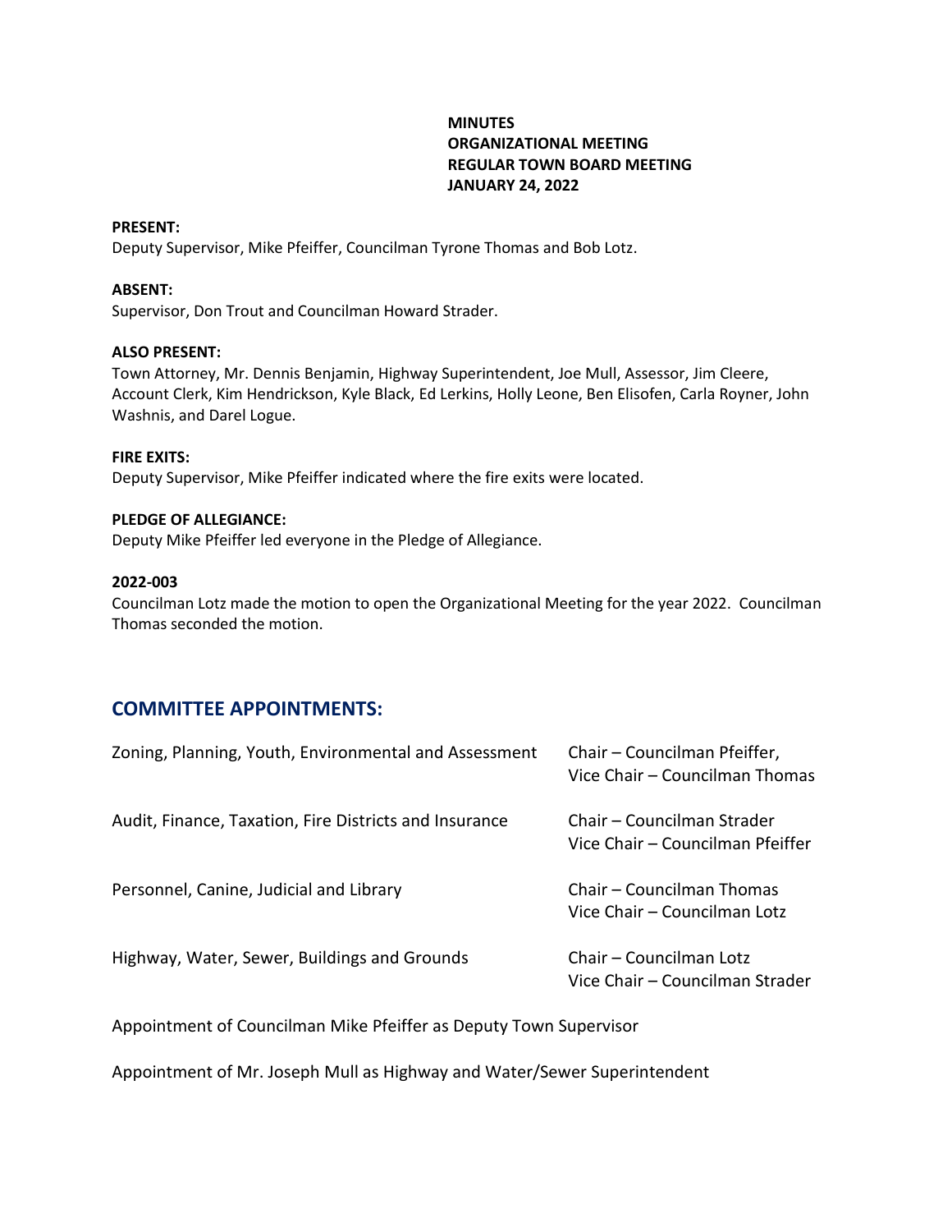**MINUTES**
**ORGANIZATIONAL MEETING**
**REGULAR TOWN BOARD MEETING**
**JANUARY 24, 2022**

**PRESENT:**
Deputy Supervisor, Mike Pfeiffer, Councilman Tyrone Thomas and Bob Lotz.

**ABSENT:**
Supervisor, Don Trout and Councilman Howard Strader.

**ALSO PRESENT:**
Town Attorney, Mr. Dennis Benjamin, Highway Superintendent, Joe Mull, Assessor, Jim Cleere, Account Clerk, Kim Hendrickson, Kyle Black, Ed Lerkins, Holly Leone, Ben Elisofen, Carla Royner, John Washnis, and Darel Logue.

**FIRE EXITS:**
Deputy Supervisor, Mike Pfeiffer indicated where the fire exits were located.

**PLEDGE OF ALLEGIANCE:**
Deputy Mike Pfeiffer led everyone in the Pledge of Allegiance.

**2022-003**
Councilman Lotz made the motion to open the Organizational Meeting for the year 2022. Councilman Thomas seconded the motion.

## COMMITTEE APPOINTMENTS:

| Committee | Appointments |
|---|---|
| Zoning, Planning, Youth, Environmental and Assessment | Chair – Councilman Pfeiffer, Vice Chair – Councilman Thomas |
| Audit, Finance, Taxation, Fire Districts and Insurance | Chair – Councilman Strader Vice Chair – Councilman Pfeiffer |
| Personnel, Canine, Judicial and Library | Chair – Councilman Thomas Vice Chair – Councilman Lotz |
| Highway, Water, Sewer, Buildings and Grounds | Chair – Councilman Lotz Vice Chair – Councilman Strader |

Appointment of Councilman Mike Pfeiffer as Deputy Town Supervisor

Appointment of Mr. Joseph Mull as Highway and Water/Sewer Superintendent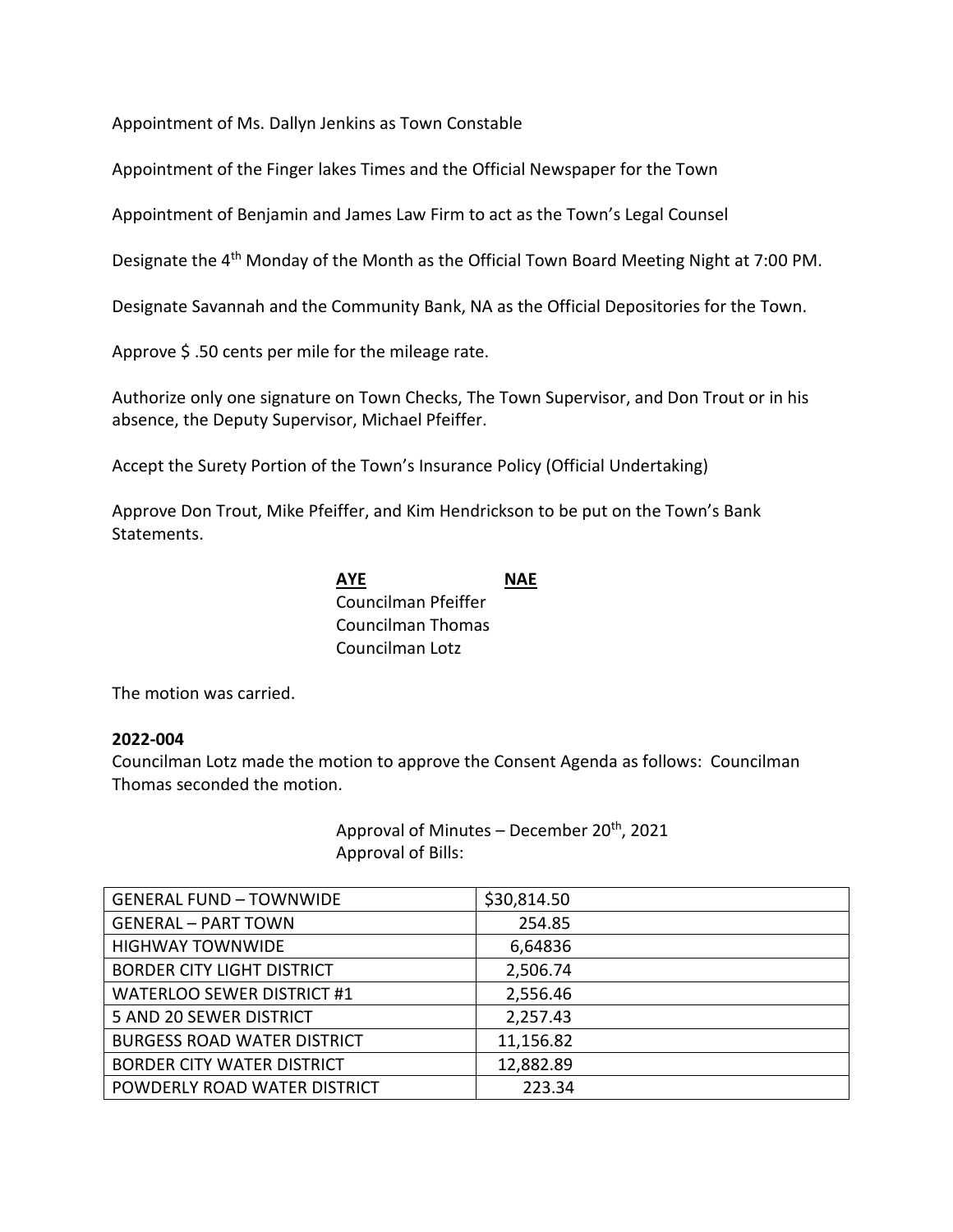Appointment of Ms. Dallyn Jenkins as Town Constable

Appointment of the Finger lakes Times and the Official Newspaper for the Town

Appointment of Benjamin and James Law Firm to act as the Town's Legal Counsel

Designate the 4th Monday of the Month as the Official Town Board Meeting Night at 7:00 PM.

Designate Savannah and the Community Bank, NA as the Official Depositories for the Town.

Approve $ .50 cents per mile for the mileage rate.

Authorize only one signature on Town Checks, The Town Supervisor, and Don Trout or in his absence, the Deputy Supervisor, Michael Pfeiffer.

Accept the Surety Portion of the Town's Insurance Policy (Official Undertaking)

Approve Don Trout, Mike Pfeiffer, and Kim Hendrickson to be put on the Town's Bank Statements.

| **AYE** | **NAE** |
|---|---|
| Councilman Pfeiffer | |
| Councilman Thomas | |
| Councilman Lotz | |

The motion was carried.

**2022-004**

Councilman Lotz made the motion to approve the Consent Agenda as follows: Councilman Thomas seconded the motion.

Approval of Minutes – December 20th, 2021
Approval of Bills:

| | |
|---|---|
| GENERAL FUND – TOWNWIDE | $30,814.50 |
| GENERAL – PART TOWN | 254.85 |
| HIGHWAY TOWNWIDE | 6,64836 |
| BORDER CITY LIGHT DISTRICT | 2,506.74 |
| WATERLOO SEWER DISTRICT #1 | 2,556.46 |
| 5 AND 20 SEWER DISTRICT | 2,257.43 |
| BURGESS ROAD WATER DISTRICT | 11,156.82 |
| BORDER CITY WATER DISTRICT | 12,882.89 |
| POWDERLY ROAD WATER DISTRICT | 223.34 |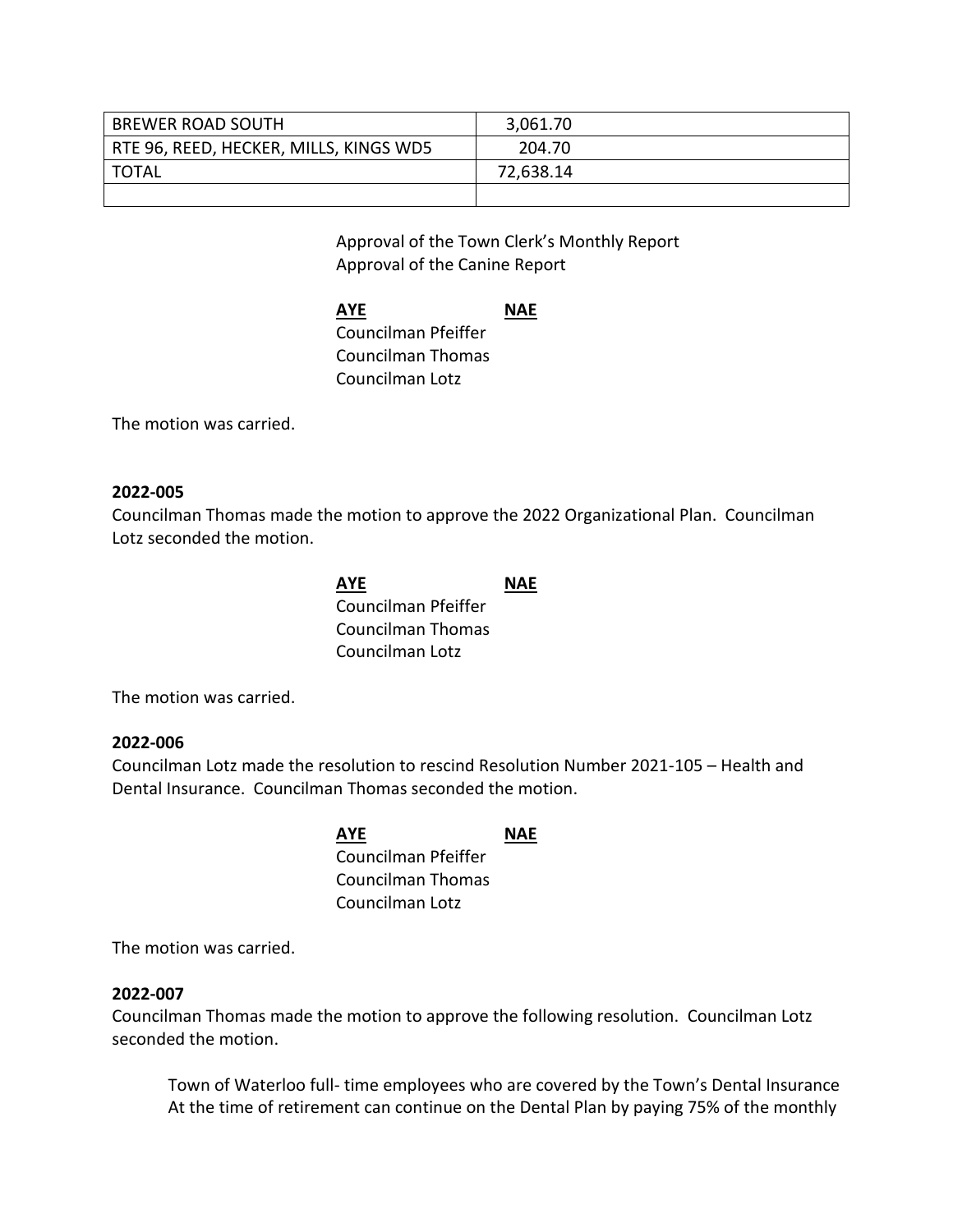| BREWER ROAD SOUTH | 3,061.70 |
|---|---|
| RTE 96, REED, HECKER, MILLS, KINGS WD5 | 204.70 |
| TOTAL | 72,638.14 |
| | |

Approval of the Town Clerk's Monthly Report
Approval of the Canine Report

| **AYE** | **NAE** |
|---|---|
| Councilman Pfeiffer | |
| Councilman Thomas | |
| Councilman Lotz | |

The motion was carried.

**2022-005**
Councilman Thomas made the motion to approve the 2022 Organizational Plan. Councilman Lotz seconded the motion.

| **AYE** | **NAE** |
|---|---|
| Councilman Pfeiffer | |
| Councilman Thomas | |
| Councilman Lotz | |

The motion was carried.

**2022-006**
Councilman Lotz made the resolution to rescind Resolution Number 2021-105 – Health and Dental Insurance. Councilman Thomas seconded the motion.

| **AYE** | **NAE** |
|---|---|
| Councilman Pfeiffer | |
| Councilman Thomas | |
| Councilman Lotz | |

The motion was carried.

**2022-007**
Councilman Thomas made the motion to approve the following resolution. Councilman Lotz seconded the motion.

Town of Waterloo full- time employees who are covered by the Town's Dental Insurance At the time of retirement can continue on the Dental Plan by paying 75% of the monthly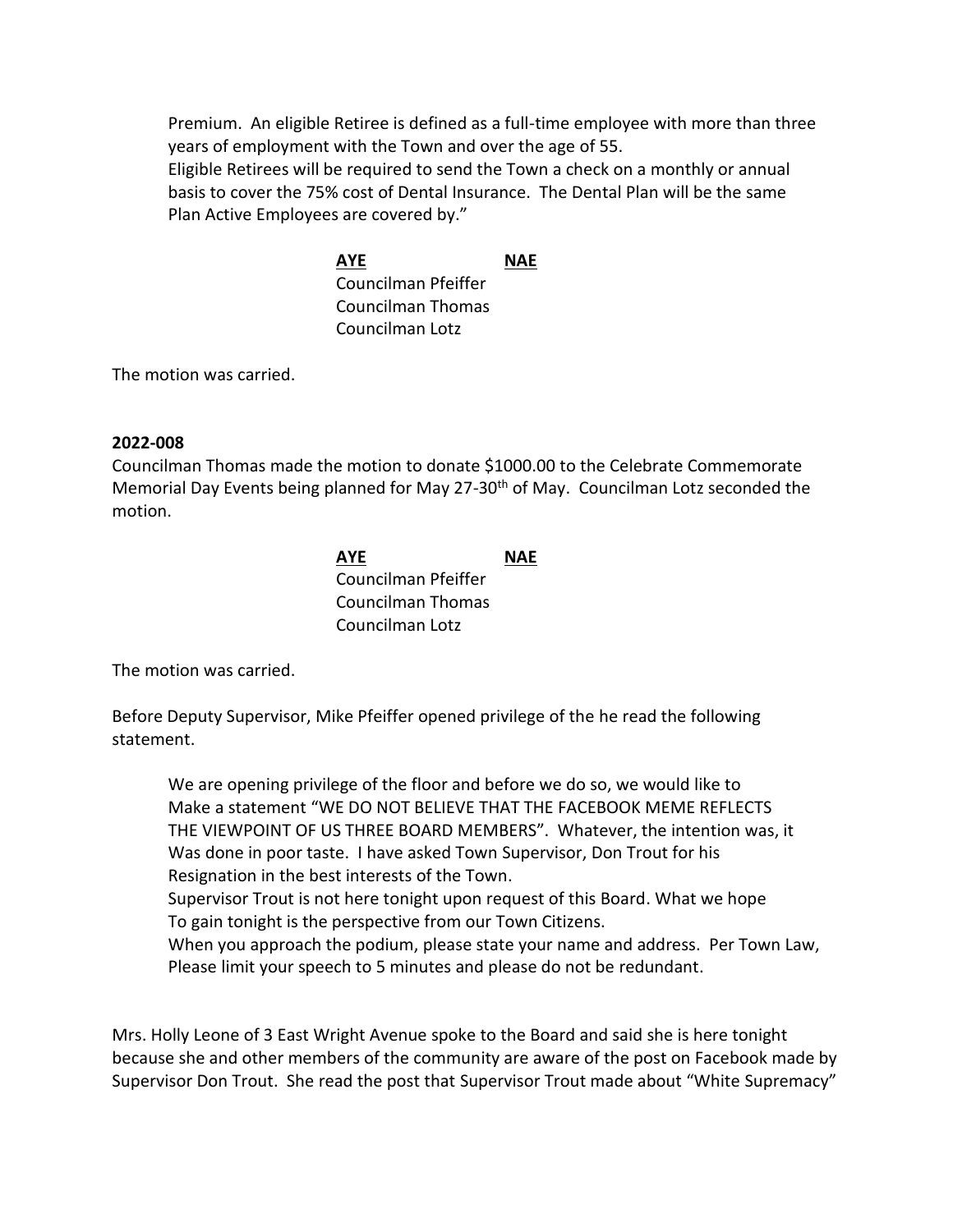Premium. An eligible Retiree is defined as a full-time employee with more than three years of employment with the Town and over the age of 55.
Eligible Retirees will be required to send the Town a check on a monthly or annual basis to cover the 75% cost of Dental Insurance. The Dental Plan will be the same Plan Active Employees are covered by."

| **AYE** | **NAE** |
| --- | --- |
| Councilman Pfeiffer | |
| Councilman Thomas | |
| Councilman Lotz | |

The motion was carried.

**2022-008**

Councilman Thomas made the motion to donate $1000.00 to the Celebrate Commemorate Memorial Day Events being planned for May 27-30th of May. Councilman Lotz seconded the motion.

| **AYE** | **NAE** |
| --- | --- |
| Councilman Pfeiffer | |
| Councilman Thomas | |
| Councilman Lotz | |

The motion was carried.

Before Deputy Supervisor, Mike Pfeiffer opened privilege of the he read the following statement.

> We are opening privilege of the floor and before we do so, we would like to Make a statement "WE DO NOT BELIEVE THAT THE FACEBOOK MEME REFLECTS THE VIEWPOINT OF US THREE BOARD MEMBERS". Whatever, the intention was, it Was done in poor taste. I have asked Town Supervisor, Don Trout for his Resignation in the best interests of the Town.
> Supervisor Trout is not here tonight upon request of this Board. What we hope To gain tonight is the perspective from our Town Citizens.
> When you approach the podium, please state your name and address. Per Town Law, Please limit your speech to 5 minutes and please do not be redundant.

Mrs. Holly Leone of 3 East Wright Avenue spoke to the Board and said she is here tonight because she and other members of the community are aware of the post on Facebook made by Supervisor Don Trout. She read the post that Supervisor Trout made about "White Supremacy"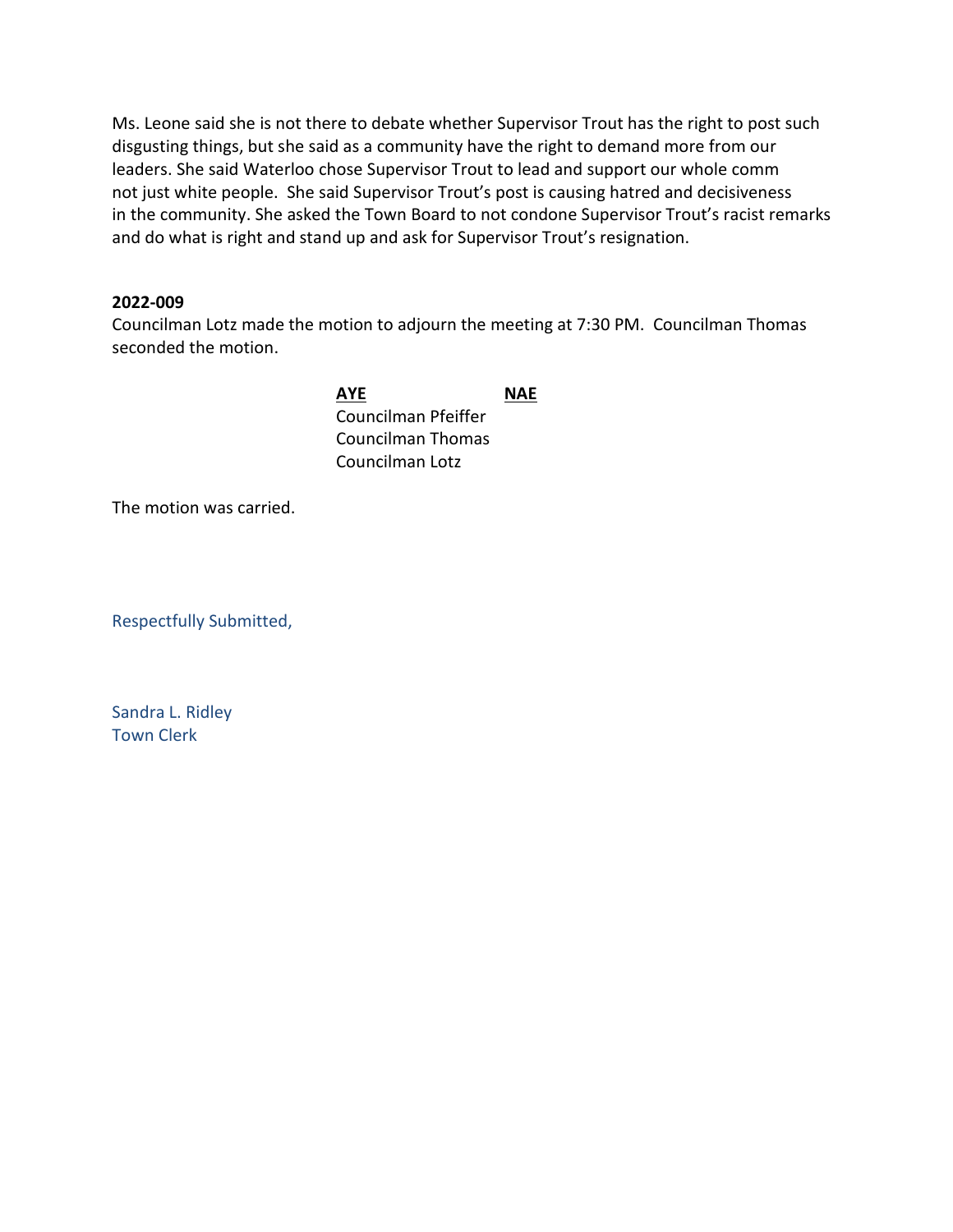Ms. Leone said she is not there to debate whether Supervisor Trout has the right to post such disgusting things, but she said as a community have the right to demand more from our leaders. She said Waterloo chose Supervisor Trout to lead and support our whole comm not just white people. She said Supervisor Trout's post is causing hatred and decisiveness in the community. She asked the Town Board to not condone Supervisor Trout's racist remarks and do what is right and stand up and ask for Supervisor Trout's resignation.

**2022-009**

Councilman Lotz made the motion to adjourn the meeting at 7:30 PM. Councilman Thomas seconded the motion.

| AYE | NAE |
|---|---|
| Councilman Pfeiffer | |
| Councilman Thomas | |
| Councilman Lotz | |

The motion was carried.

Respectfully Submitted,

Sandra L. Ridley
Town Clerk